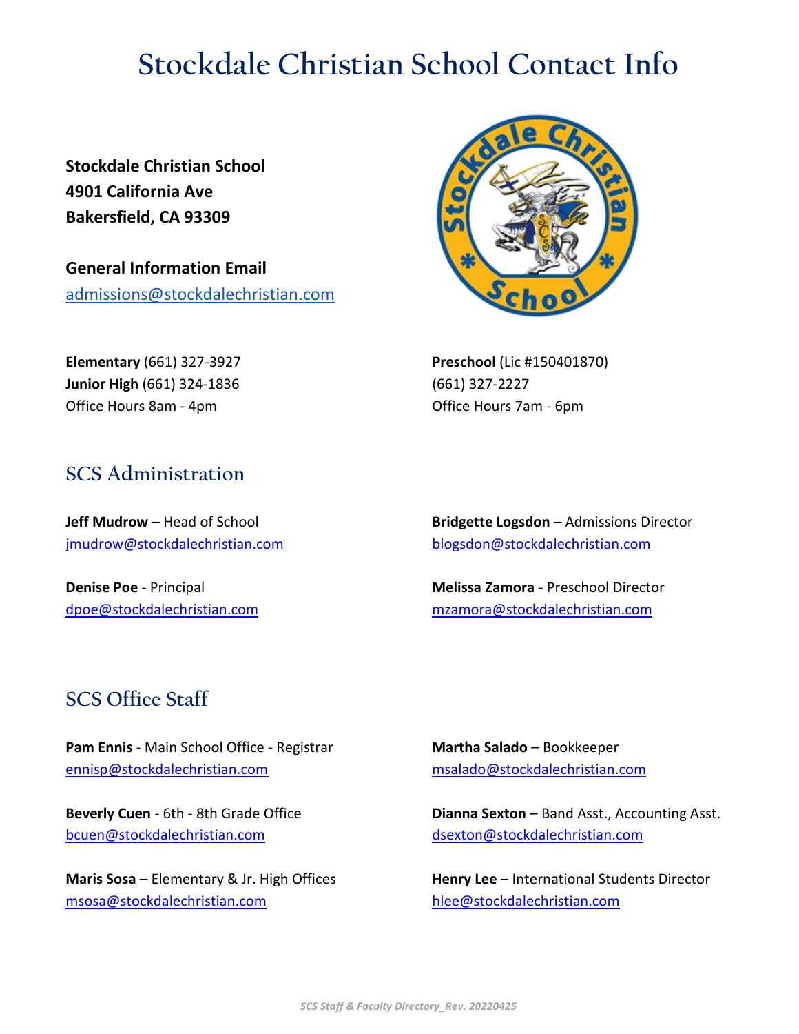# Stockdale Christian School Contact Info

**Stockdale Christian School**
**4901 California Ave**
**Bakersfield, CA 93309**

**General Information Email**
admissions@stockdalechristian.com

**Elementary** (661) 327-3927
**Junior High** (661) 324-1836
Office Hours 8am - 4pm

**Preschool** (Lic #150401870)
(661) 327-2227
Office Hours 7am - 6pm

## SCS Administration

**Jeff Mudrow** – Head of School
jmudrow@stockdalechristian.com

**Denise Poe** - Principal
dpoe@stockdalechristian.com

**Bridgette Logsdon** – Admissions Director
blogsdon@stockdalechristian.com

**Melissa Zamora** - Preschool Director
mzamora@stockdalechristian.com

## SCS Office Staff

**Pam Ennis** - Main School Office - Registrar
ennisp@stockdalechristian.com

**Beverly Cuen** - 6th - 8th Grade Office
bcuen@stockdalechristian.com

**Maris Sosa** – Elementary & Jr. High Offices
msosa@stockdalechristian.com

**Martha Salado** – Bookkeeper
msalado@stockdalechristian.com

**Dianna Sexton** – Band Asst., Accounting Asst.
dsexton@stockdalechristian.com

**Henry Lee** – International Students Director
hlee@stockdalechristian.com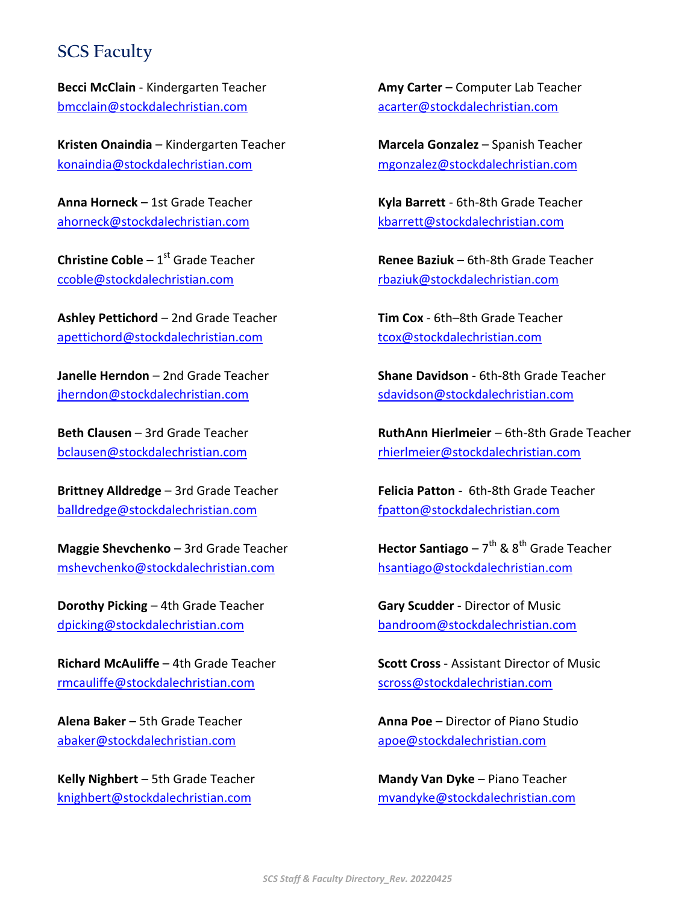## SCS Faculty

**Becci McClain** - Kindergarten Teacher
bmcclain@stockdalechristian.com

**Kristen Onaindia** – Kindergarten Teacher
konaindia@stockdalechristian.com

**Anna Horneck** – 1st Grade Teacher
ahorneck@stockdalechristian.com

**Christine Coble** – 1st Grade Teacher
ccoble@stockdalechristian.com

**Ashley Pettichord** – 2nd Grade Teacher
apettichord@stockdalechristian.com

**Janelle Herndon** – 2nd Grade Teacher
jherndon@stockdalechristian.com

**Beth Clausen** – 3rd Grade Teacher
bclausen@stockdalechristian.com

**Brittney Alldredge** – 3rd Grade Teacher
balldredge@stockdalechristian.com

**Maggie Shevchenko** – 3rd Grade Teacher
mshevchenko@stockdalechristian.com

**Dorothy Picking** – 4th Grade Teacher
dpicking@stockdalechristian.com

**Richard McAuliffe** – 4th Grade Teacher
rmcauliffe@stockdalechristian.com

**Alena Baker** – 5th Grade Teacher
abaker@stockdalechristian.com

**Kelly Nighbert** – 5th Grade Teacher
knighbert@stockdalechristian.com

**Amy Carter** – Computer Lab Teacher
acarter@stockdalechristian.com

**Marcela Gonzalez** – Spanish Teacher
mgonzalez@stockdalechristian.com

**Kyla Barrett** - 6th-8th Grade Teacher
kbarrett@stockdalechristian.com

**Renee Baziuk** – 6th-8th Grade Teacher
rbaziuk@stockdalechristian.com

**Tim Cox** - 6th–8th Grade Teacher
tcox@stockdalechristian.com

**Shane Davidson** - 6th-8th Grade Teacher
sdavidson@stockdalechristian.com

**RuthAnn Hierlmeier** – 6th-8th Grade Teacher
rhierlmeier@stockdalechristian.com

**Felicia Patton** - 6th-8th Grade Teacher
fpatton@stockdalechristian.com

**Hector Santiago** – 7th & 8th Grade Teacher
hsantiago@stockdalechristian.com

**Gary Scudder** - Director of Music
bandroom@stockdalechristian.com

**Scott Cross** - Assistant Director of Music
scross@stockdalechristian.com

**Anna Poe** – Director of Piano Studio
apoe@stockdalechristian.com

**Mandy Van Dyke** – Piano Teacher
mvandyke@stockdalechristian.com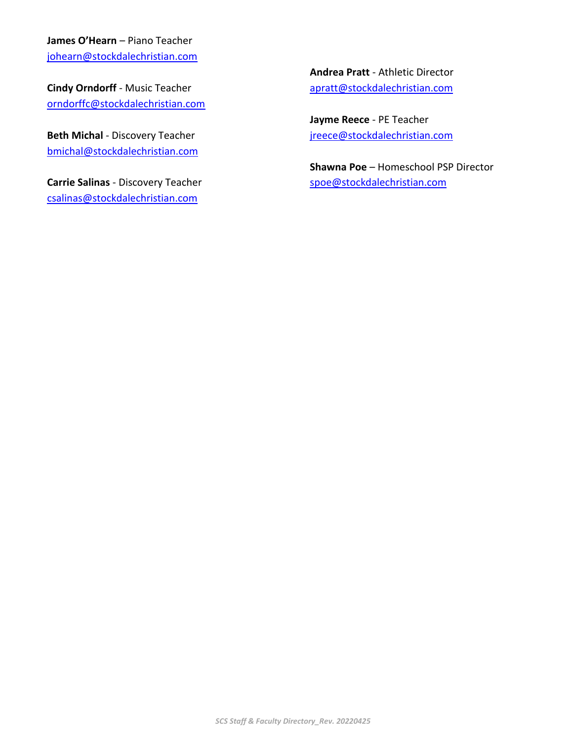**James O'Hearn** – Piano Teacher
johearn@stockdalechristian.com

**Cindy Orndorff** - Music Teacher
orndorffc@stockdalechristian.com

**Beth Michal** - Discovery Teacher
bmichal@stockdalechristian.com

**Carrie Salinas** - Discovery Teacher
csalinas@stockdalechristian.com

**Andrea Pratt** - Athletic Director
apratt@stockdalechristian.com

**Jayme Reece** - PE Teacher
jreece@stockdalechristian.com

**Shawna Poe** – Homeschool PSP Director
spoe@stockdalechristian.com